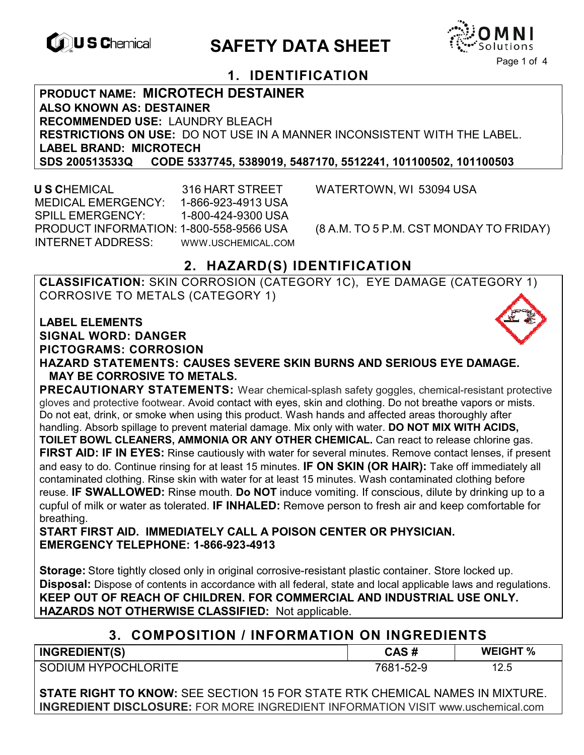# SAFETY DATA SHEET

## 1. IDENTIFICATION

**PRODUCT NAME: MICROTECH DESTAINER**
**ALSO KNOWN AS: DESTAINER**
**RECOMMENDED USE:** LAUNDRY BLEACH
**RESTRICTIONS ON USE:** DO NOT USE IN A MANNER INCONSISTENT WITH THE LABEL.
**LABEL BRAND: MICROTECH**
**SDS 200513533Q CODE 5337745, 5389019, 5487170, 5512241, 101100502, 101100503**

**U S C**HEMICAL 316 HART STREET WATERTOWN, WI 53094 USA
MEDICAL EMERGENCY: 1-866-923-4913 USA
SPILL EMERGENCY: 1-800-424-9300 USA
PRODUCT INFORMATION: 1-800-558-9566 USA (8 A.M. TO 5 P.M. CST MONDAY TO FRIDAY)
INTERNET ADDRESS: WWW.USCHEMICAL.COM

## 2. HAZARD(S) IDENTIFICATION

**CLASSIFICATION:** SKIN CORROSION (CATEGORY 1C), EYE DAMAGE (CATEGORY 1) CORROSIVE TO METALS (CATEGORY 1)

**LABEL ELEMENTS**
**SIGNAL WORD: DANGER**
**PICTOGRAMS: CORROSION**
**HAZARD STATEMENTS: CAUSES SEVERE SKIN BURNS AND SERIOUS EYE DAMAGE. MAY BE CORROSIVE TO METALS.**

**PRECAUTIONARY STATEMENTS:** Wear chemical-splash safety goggles, chemical-resistant protective gloves and protective footwear. Avoid contact with eyes, skin and clothing. Do not breathe vapors or mists. Do not eat, drink, or smoke when using this product. Wash hands and affected areas thoroughly after handling. Absorb spillage to prevent material damage. Mix only with water. **DO NOT MIX WITH ACIDS, TOILET BOWL CLEANERS, AMMONIA OR ANY OTHER CHEMICAL.** Can react to release chlorine gas.

**FIRST AID: IF IN EYES:** Rinse cautiously with water for several minutes. Remove contact lenses, if present and easy to do. Continue rinsing for at least 15 minutes. **IF ON SKIN (OR HAIR):** Take off immediately all contaminated clothing. Rinse skin with water for at least 15 minutes. Wash contaminated clothing before reuse. **IF SWALLOWED:** Rinse mouth. **Do NOT** induce vomiting. If conscious, dilute by drinking up to a cupful of milk or water as tolerated. **IF INHALED:** Remove person to fresh air and keep comfortable for breathing.

**START FIRST AID. IMMEDIATELY CALL A POISON CENTER OR PHYSICIAN.**
**EMERGENCY TELEPHONE: 1-866-923-4913**

**Storage:** Store tightly closed only in original corrosive-resistant plastic container. Store locked up.
**Disposal:** Dispose of contents in accordance with all federal, state and local applicable laws and regulations.
**KEEP OUT OF REACH OF CHILDREN. FOR COMMERCIAL AND INDUSTRIAL USE ONLY.**
**HAZARDS NOT OTHERWISE CLASSIFIED:** Not applicable.

## 3. COMPOSITION / INFORMATION ON INGREDIENTS

| INGREDIENT(S) | CAS # | WEIGHT % |
|---|---|---|
| SODIUM HYPOCHLORITE | 7681-52-9 | 12.5 |

**STATE RIGHT TO KNOW:** SEE SECTION 15 FOR STATE RTK CHEMICAL NAMES IN MIXTURE.
**INGREDIENT DISCLOSURE:** FOR MORE INGREDIENT INFORMATION VISIT www.uschemical.com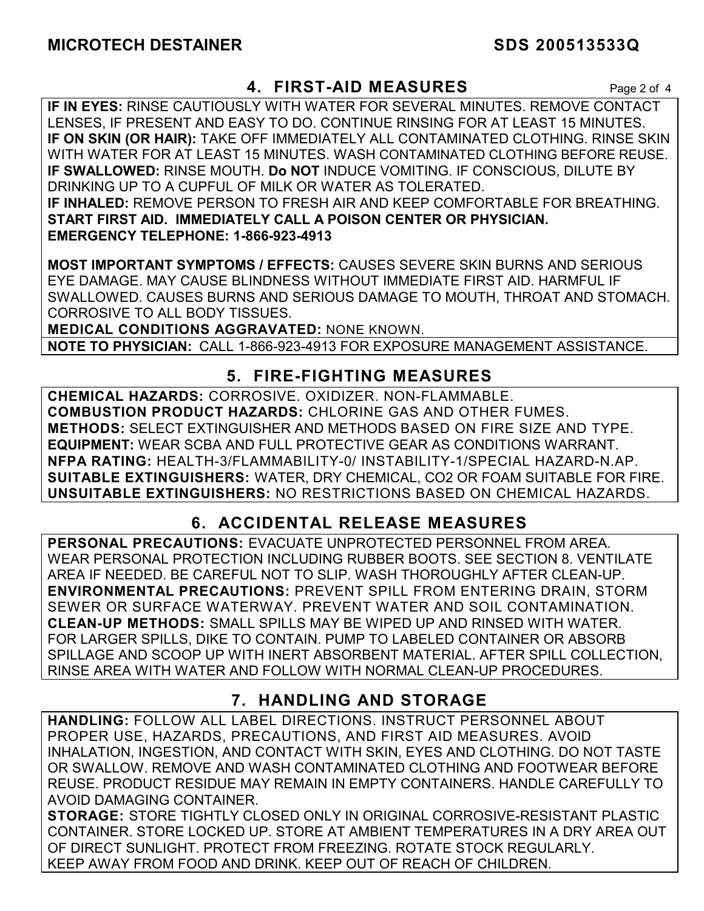## 4. FIRST-AID MEASURES

**IF IN EYES:** RINSE CAUTIOUSLY WITH WATER FOR SEVERAL MINUTES. REMOVE CONTACT LENSES, IF PRESENT AND EASY TO DO. CONTINUE RINSING FOR AT LEAST 15 MINUTES.
**IF ON SKIN (OR HAIR):** TAKE OFF IMMEDIATELY ALL CONTAMINATED CLOTHING. RINSE SKIN WITH WATER FOR AT LEAST 15 MINUTES. WASH CONTAMINATED CLOTHING BEFORE REUSE.
**IF SWALLOWED:** RINSE MOUTH. **Do NOT** INDUCE VOMITING. IF CONSCIOUS, DILUTE BY DRINKING UP TO A CUPFUL OF MILK OR WATER AS TOLERATED.
**IF INHALED:** REMOVE PERSON TO FRESH AIR AND KEEP COMFORTABLE FOR BREATHING.
**START FIRST AID. IMMEDIATELY CALL A POISON CENTER OR PHYSICIAN.**
**EMERGENCY TELEPHONE: 1-866-923-4913**

**MOST IMPORTANT SYMPTOMS / EFFECTS:** CAUSES SEVERE SKIN BURNS AND SERIOUS EYE DAMAGE. MAY CAUSE BLINDNESS WITHOUT IMMEDIATE FIRST AID. HARMFUL IF SWALLOWED. CAUSES BURNS AND SERIOUS DAMAGE TO MOUTH, THROAT AND STOMACH. CORROSIVE TO ALL BODY TISSUES.
**MEDICAL CONDITIONS AGGRAVATED:** NONE KNOWN.

**NOTE TO PHYSICIAN:** CALL 1-866-923-4913 FOR EXPOSURE MANAGEMENT ASSISTANCE.

## 5. FIRE-FIGHTING MEASURES

**CHEMICAL HAZARDS:** CORROSIVE. OXIDIZER. NON-FLAMMABLE.
**COMBUSTION PRODUCT HAZARDS:** CHLORINE GAS AND OTHER FUMES.
**METHODS:** SELECT EXTINGUISHER AND METHODS BASED ON FIRE SIZE AND TYPE.
**EQUIPMENT:** WEAR SCBA AND FULL PROTECTIVE GEAR AS CONDITIONS WARRANT.
**NFPA RATING:** HEALTH-3/FLAMMABILITY-0/ INSTABILITY-1/SPECIAL HAZARD-N.AP.
**SUITABLE EXTINGUISHERS:** WATER, DRY CHEMICAL, CO2 OR FOAM SUITABLE FOR FIRE.
**UNSUITABLE EXTINGUISHERS:** NO RESTRICTIONS BASED ON CHEMICAL HAZARDS.

## 6. ACCIDENTAL RELEASE MEASURES

**PERSONAL PRECAUTIONS:** EVACUATE UNPROTECTED PERSONNEL FROM AREA. WEAR PERSONAL PROTECTION INCLUDING RUBBER BOOTS. SEE SECTION 8. VENTILATE AREA IF NEEDED. BE CAREFUL NOT TO SLIP. WASH THOROUGHLY AFTER CLEAN-UP.
**ENVIRONMENTAL PRECAUTIONS:** PREVENT SPILL FROM ENTERING DRAIN, STORM SEWER OR SURFACE WATERWAY. PREVENT WATER AND SOIL CONTAMINATION.
**CLEAN-UP METHODS:** SMALL SPILLS MAY BE WIPED UP AND RINSED WITH WATER. FOR LARGER SPILLS, DIKE TO CONTAIN. PUMP TO LABELED CONTAINER OR ABSORB SPILLAGE AND SCOOP UP WITH INERT ABSORBENT MATERIAL. AFTER SPILL COLLECTION, RINSE AREA WITH WATER AND FOLLOW WITH NORMAL CLEAN-UP PROCEDURES.

## 7. HANDLING AND STORAGE

**HANDLING:** FOLLOW ALL LABEL DIRECTIONS. INSTRUCT PERSONNEL ABOUT PROPER USE, HAZARDS, PRECAUTIONS, AND FIRST AID MEASURES. AVOID INHALATION, INGESTION, AND CONTACT WITH SKIN, EYES AND CLOTHING. DO NOT TASTE OR SWALLOW. REMOVE AND WASH CONTAMINATED CLOTHING AND FOOTWEAR BEFORE REUSE. PRODUCT RESIDUE MAY REMAIN IN EMPTY CONTAINERS. HANDLE CAREFULLY TO AVOID DAMAGING CONTAINER.
**STORAGE:** STORE TIGHTLY CLOSED ONLY IN ORIGINAL CORROSIVE-RESISTANT PLASTIC CONTAINER. STORE LOCKED UP. STORE AT AMBIENT TEMPERATURES IN A DRY AREA OUT OF DIRECT SUNLIGHT. PROTECT FROM FREEZING. ROTATE STOCK REGULARLY. KEEP AWAY FROM FOOD AND DRINK. KEEP OUT OF REACH OF CHILDREN.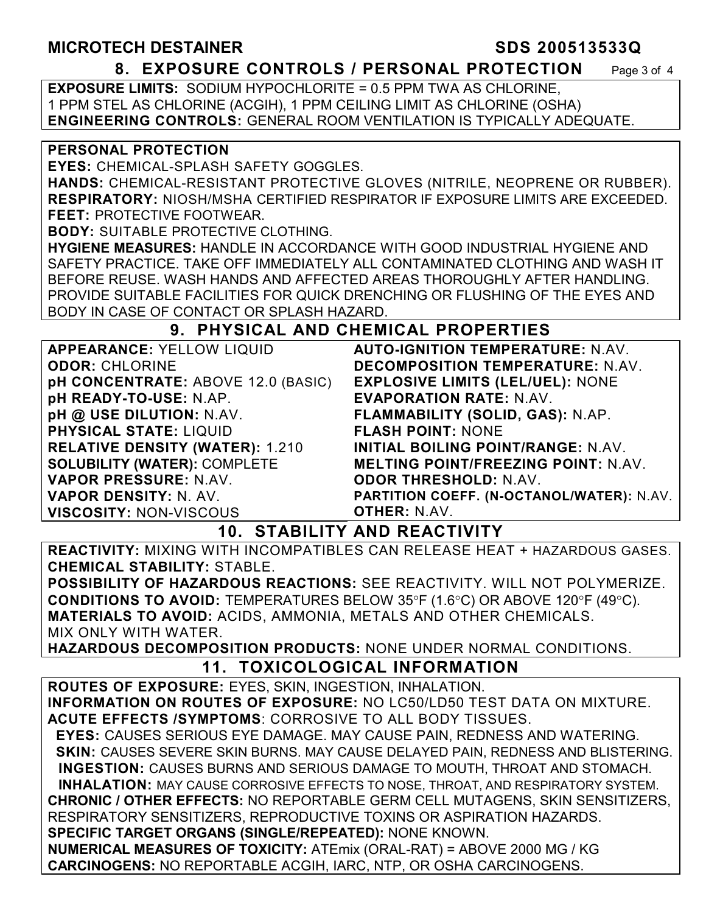## 8. EXPOSURE CONTROLS / PERSONAL PROTECTION

**EXPOSURE LIMITS:** SODIUM HYPOCHLORITE = 0.5 PPM TWA AS CHLORINE, 1 PPM STEL AS CHLORINE (ACGIH), 1 PPM CEILING LIMIT AS CHLORINE (OSHA)
**ENGINEERING CONTROLS:** GENERAL ROOM VENTILATION IS TYPICALLY ADEQUATE.

**PERSONAL PROTECTION**
**EYES:** CHEMICAL-SPLASH SAFETY GOGGLES.
**HANDS:** CHEMICAL-RESISTANT PROTECTIVE GLOVES (NITRILE, NEOPRENE OR RUBBER).
**RESPIRATORY:** NIOSH/MSHA CERTIFIED RESPIRATOR IF EXPOSURE LIMITS ARE EXCEEDED.
**FEET:** PROTECTIVE FOOTWEAR.
**BODY:** SUITABLE PROTECTIVE CLOTHING.
**HYGIENE MEASURES:** HANDLE IN ACCORDANCE WITH GOOD INDUSTRIAL HYGIENE AND SAFETY PRACTICE. TAKE OFF IMMEDIATELY ALL CONTAMINATED CLOTHING AND WASH IT BEFORE REUSE. WASH HANDS AND AFFECTED AREAS THOROUGHLY AFTER HANDLING. PROVIDE SUITABLE FACILITIES FOR QUICK DRENCHING OR FLUSHING OF THE EYES AND BODY IN CASE OF CONTACT OR SPLASH HAZARD.

## 9. PHYSICAL AND CHEMICAL PROPERTIES

**APPEARANCE:** YELLOW LIQUID
**ODOR:** CHLORINE
**pH CONCENTRATE:** ABOVE 12.0 (BASIC)
**pH READY-TO-USE:** N.AP.
**pH @ USE DILUTION:** N.AV.
**PHYSICAL STATE:** LIQUID
**RELATIVE DENSITY (WATER):** 1.210
**SOLUBILITY (WATER):** COMPLETE
**VAPOR PRESSURE:** N.AV.
**VAPOR DENSITY:** N. AV.
**VISCOSITY:** NON-VISCOUS
**AUTO-IGNITION TEMPERATURE:** N.AV.
**DECOMPOSITION TEMPERATURE:** N.AV.
**EXPLOSIVE LIMITS (LEL/UEL):** NONE
**EVAPORATION RATE:** N.AV.
**FLAMMABILITY (SOLID, GAS):** N.AP.
**FLASH POINT:** NONE
**INITIAL BOILING POINT/RANGE:** N.AV.
**MELTING POINT/FREEZING POINT:** N.AV.
**ODOR THRESHOLD:** N.AV.
**PARTITION COEFF. (N-OCTANOL/WATER):** N.AV.
**OTHER:** N.AV.

## 10. STABILITY AND REACTIVITY

**REACTIVITY:** MIXING WITH INCOMPATIBLES CAN RELEASE HEAT + HAZARDOUS GASES.
**CHEMICAL STABILITY:** STABLE.
**POSSIBILITY OF HAZARDOUS REACTIONS:** SEE REACTIVITY. WILL NOT POLYMERIZE.
**CONDITIONS TO AVOID:** TEMPERATURES BELOW 35°F (1.6°C) OR ABOVE 120°F (49°C).
**MATERIALS TO AVOID:** ACIDS, AMMONIA, METALS AND OTHER CHEMICALS. MIX ONLY WITH WATER.
**HAZARDOUS DECOMPOSITION PRODUCTS:** NONE UNDER NORMAL CONDITIONS.

## 11. TOXICOLOGICAL INFORMATION

**ROUTES OF EXPOSURE:** EYES, SKIN, INGESTION, INHALATION.
**INFORMATION ON ROUTES OF EXPOSURE:** NO LC50/LD50 TEST DATA ON MIXTURE.
**ACUTE EFFECTS /SYMPTOMS**: CORROSIVE TO ALL BODY TISSUES.
**EYES:** CAUSES SERIOUS EYE DAMAGE. MAY CAUSE PAIN, REDNESS AND WATERING.
**SKIN:** CAUSES SEVERE SKIN BURNS. MAY CAUSE DELAYED PAIN, REDNESS AND BLISTERING.
**INGESTION:** CAUSES BURNS AND SERIOUS DAMAGE TO MOUTH, THROAT AND STOMACH.
**INHALATION:** MAY CAUSE CORROSIVE EFFECTS TO NOSE, THROAT, AND RESPIRATORY SYSTEM.
**CHRONIC / OTHER EFFECTS:** NO REPORTABLE GERM CELL MUTAGENS, SKIN SENSITIZERS, RESPIRATORY SENSITIZERS, REPRODUCTIVE TOXINS OR ASPIRATION HAZARDS.
**SPECIFIC TARGET ORGANS (SINGLE/REPEATED):** NONE KNOWN.
**NUMERICAL MEASURES OF TOXICITY:** ATEmix (ORAL-RAT) = ABOVE 2000 MG / KG
**CARCINOGENS:** NO REPORTABLE ACGIH, IARC, NTP, OR OSHA CARCINOGENS.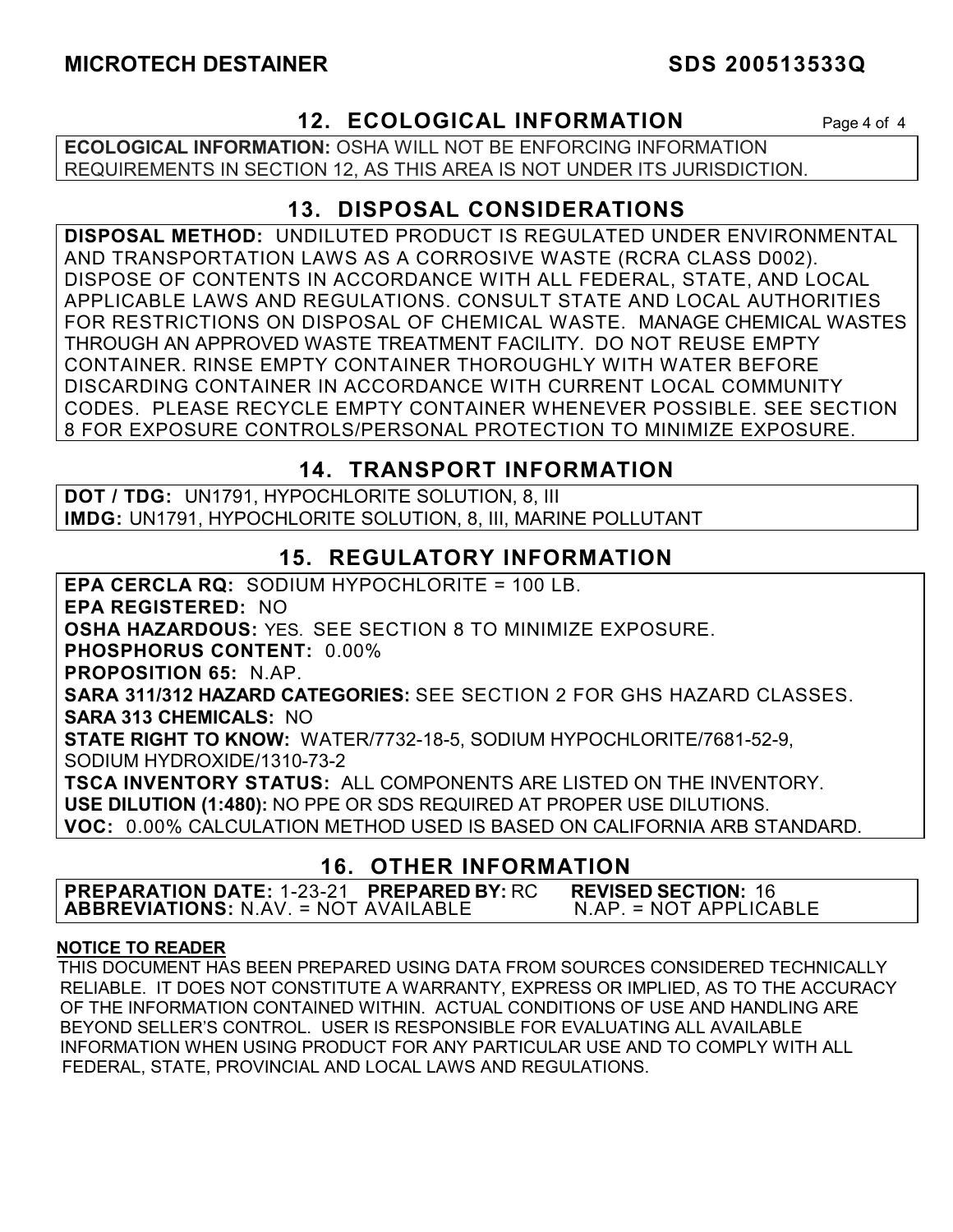## 12. ECOLOGICAL INFORMATION

**ECOLOGICAL INFORMATION:** OSHA WILL NOT BE ENFORCING INFORMATION REQUIREMENTS IN SECTION 12, AS THIS AREA IS NOT UNDER ITS JURISDICTION.

## 13. DISPOSAL CONSIDERATIONS

**DISPOSAL METHOD:** UNDILUTED PRODUCT IS REGULATED UNDER ENVIRONMENTAL AND TRANSPORTATION LAWS AS A CORROSIVE WASTE (RCRA CLASS D002). DISPOSE OF CONTENTS IN ACCORDANCE WITH ALL FEDERAL, STATE, AND LOCAL APPLICABLE LAWS AND REGULATIONS. CONSULT STATE AND LOCAL AUTHORITIES FOR RESTRICTIONS ON DISPOSAL OF CHEMICAL WASTE. MANAGE CHEMICAL WASTES THROUGH AN APPROVED WASTE TREATMENT FACILITY. DO NOT REUSE EMPTY CONTAINER. RINSE EMPTY CONTAINER THOROUGHLY WITH WATER BEFORE DISCARDING CONTAINER IN ACCORDANCE WITH CURRENT LOCAL COMMUNITY CODES. PLEASE RECYCLE EMPTY CONTAINER WHENEVER POSSIBLE. SEE SECTION 8 FOR EXPOSURE CONTROLS/PERSONAL PROTECTION TO MINIMIZE EXPOSURE.

## 14. TRANSPORT INFORMATION

**DOT / TDG:** UN1791, HYPOCHLORITE SOLUTION, 8, III
**IMDG:** UN1791, HYPOCHLORITE SOLUTION, 8, III, MARINE POLLUTANT

## 15. REGULATORY INFORMATION

**EPA CERCLA RQ:** SODIUM HYPOCHLORITE = 100 LB.
**EPA REGISTERED:** NO
**OSHA HAZARDOUS:** YES. SEE SECTION 8 TO MINIMIZE EXPOSURE.
**PHOSPHORUS CONTENT:** 0.00%
**PROPOSITION 65:** N.AP.
**SARA 311/312 HAZARD CATEGORIES:** SEE SECTION 2 FOR GHS HAZARD CLASSES.
**SARA 313 CHEMICALS:** NO
**STATE RIGHT TO KNOW:** WATER/7732-18-5, SODIUM HYPOCHLORITE/7681-52-9, SODIUM HYDROXIDE/1310-73-2
**TSCA INVENTORY STATUS:** ALL COMPONENTS ARE LISTED ON THE INVENTORY.
**USE DILUTION (1:480):** NO PPE OR SDS REQUIRED AT PROPER USE DILUTIONS.
**VOC:** 0.00% CALCULATION METHOD USED IS BASED ON CALIFORNIA ARB STANDARD.

## 16. OTHER INFORMATION

**PREPARATION DATE:** 1-23-21 **PREPARED BY:** RC **REVISED SECTION:** 16
**ABBREVIATIONS:** N.AV. = NOT AVAILABLE N.AP. = NOT APPLICABLE

**NOTICE TO READER**

THIS DOCUMENT HAS BEEN PREPARED USING DATA FROM SOURCES CONSIDERED TECHNICALLY RELIABLE. IT DOES NOT CONSTITUTE A WARRANTY, EXPRESS OR IMPLIED, AS TO THE ACCURACY OF THE INFORMATION CONTAINED WITHIN. ACTUAL CONDITIONS OF USE AND HANDLING ARE BEYOND SELLER'S CONTROL. USER IS RESPONSIBLE FOR EVALUATING ALL AVAILABLE INFORMATION WHEN USING PRODUCT FOR ANY PARTICULAR USE AND TO COMPLY WITH ALL FEDERAL, STATE, PROVINCIAL AND LOCAL LAWS AND REGULATIONS.